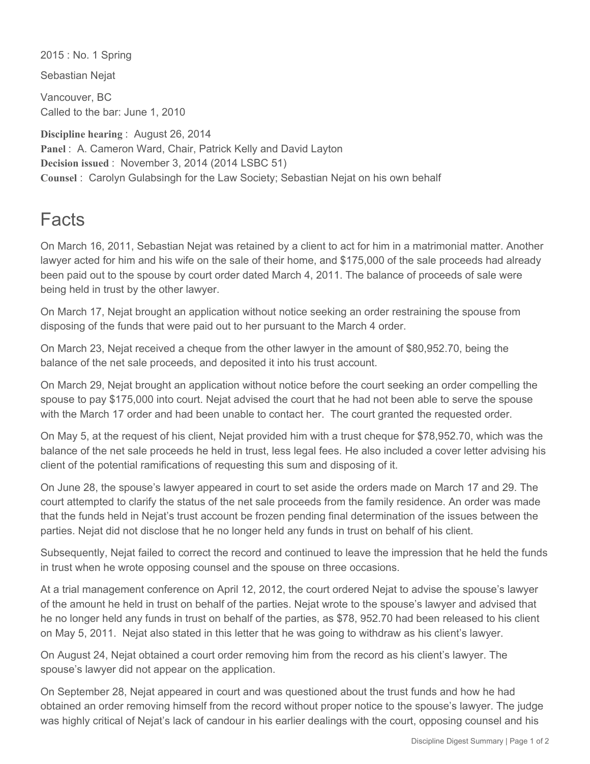2015 : No. 1 Spring

Sebastian Nejat

Vancouver, BC
Called to the bar: June 1, 2010

**Discipline hearing** : August 26, 2014
**Panel** : A. Cameron Ward, Chair, Patrick Kelly and David Layton
**Decision issued** : November 3, 2014 (2014 LSBC 51)
**Counsel** : Carolyn Gulabsingh for the Law Society; Sebastian Nejat on his own behalf

# Facts

On March 16, 2011, Sebastian Nejat was retained by a client to act for him in a matrimonial matter. Another lawyer acted for him and his wife on the sale of their home, and $175,000 of the sale proceeds had already been paid out to the spouse by court order dated March 4, 2011. The balance of proceeds of sale were being held in trust by the other lawyer.

On March 17, Nejat brought an application without notice seeking an order restraining the spouse from disposing of the funds that were paid out to her pursuant to the March 4 order.

On March 23, Nejat received a cheque from the other lawyer in the amount of $80,952.70, being the balance of the net sale proceeds, and deposited it into his trust account.

On March 29, Nejat brought an application without notice before the court seeking an order compelling the spouse to pay $175,000 into court. Nejat advised the court that he had not been able to serve the spouse with the March 17 order and had been unable to contact her. The court granted the requested order.

On May 5, at the request of his client, Nejat provided him with a trust cheque for $78,952.70, which was the balance of the net sale proceeds he held in trust, less legal fees. He also included a cover letter advising his client of the potential ramifications of requesting this sum and disposing of it.

On June 28, the spouse's lawyer appeared in court to set aside the orders made on March 17 and 29. The court attempted to clarify the status of the net sale proceeds from the family residence. An order was made that the funds held in Nejat's trust account be frozen pending final determination of the issues between the parties. Nejat did not disclose that he no longer held any funds in trust on behalf of his client.

Subsequently, Nejat failed to correct the record and continued to leave the impression that he held the funds in trust when he wrote opposing counsel and the spouse on three occasions.

At a trial management conference on April 12, 2012, the court ordered Nejat to advise the spouse's lawyer of the amount he held in trust on behalf of the parties. Nejat wrote to the spouse's lawyer and advised that he no longer held any funds in trust on behalf of the parties, as $78, 952.70 had been released to his client on May 5, 2011. Nejat also stated in this letter that he was going to withdraw as his client's lawyer.

On August 24, Nejat obtained a court order removing him from the record as his client's lawyer. The spouse's lawyer did not appear on the application.

On September 28, Nejat appeared in court and was questioned about the trust funds and how he had obtained an order removing himself from the record without proper notice to the spouse's lawyer. The judge was highly critical of Nejat's lack of candour in his earlier dealings with the court, opposing counsel and his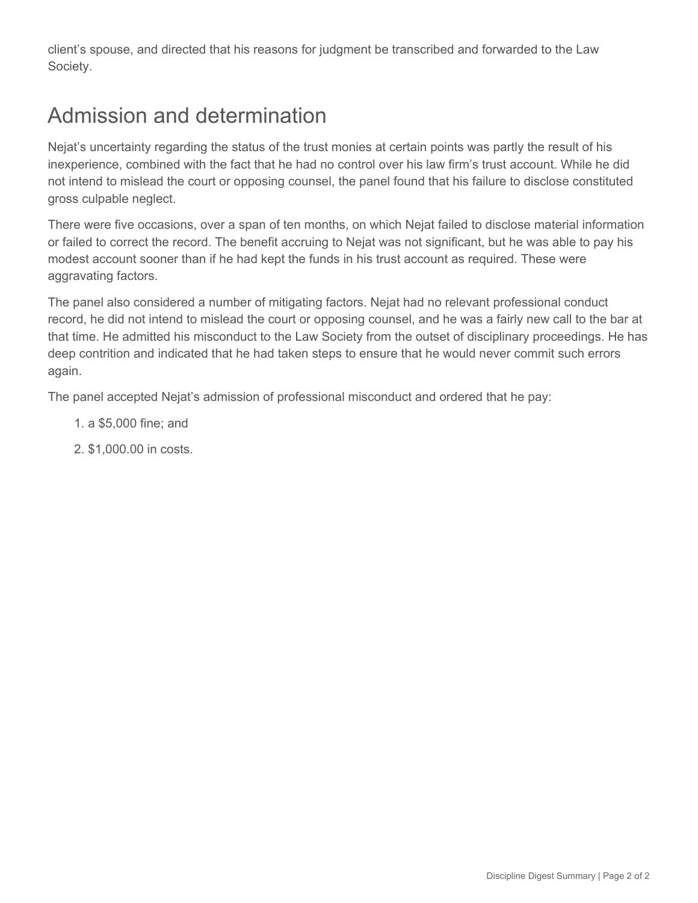client's spouse, and directed that his reasons for judgment be transcribed and forwarded to the Law Society.

## Admission and determination

Nejat's uncertainty regarding the status of the trust monies at certain points was partly the result of his inexperience, combined with the fact that he had no control over his law firm's trust account. While he did not intend to mislead the court or opposing counsel, the panel found that his failure to disclose constituted gross culpable neglect.

There were five occasions, over a span of ten months, on which Nejat failed to disclose material information or failed to correct the record. The benefit accruing to Nejat was not significant, but he was able to pay his modest account sooner than if he had kept the funds in his trust account as required. These were aggravating factors.

The panel also considered a number of mitigating factors. Nejat had no relevant professional conduct record, he did not intend to mislead the court or opposing counsel, and he was a fairly new call to the bar at that time. He admitted his misconduct to the Law Society from the outset of disciplinary proceedings. He has deep contrition and indicated that he had taken steps to ensure that he would never commit such errors again.

The panel accepted Nejat's admission of professional misconduct and ordered that he pay:

1. a $5,000 fine; and
2. $1,000.00 in costs.